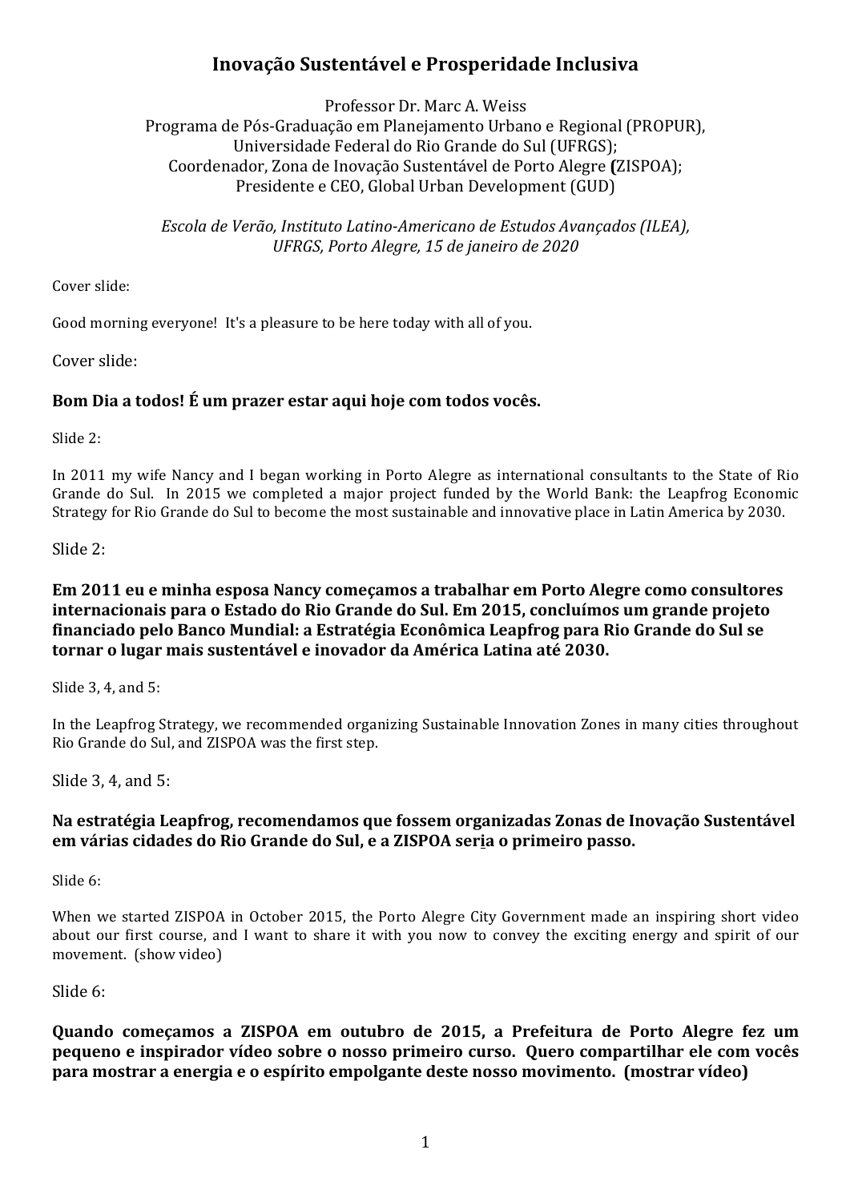# Inovação Sustentável e Prosperidade Inclusiva

Professor Dr. Marc A. Weiss
Programa de Pós-Graduação em Planejamento Urbano e Regional (PROPUR),
Universidade Federal do Rio Grande do Sul (UFRGS);
Coordenador, Zona de Inovação Sustentável de Porto Alegre **(**ZISPOA);
Presidente e CEO, Global Urban Development (GUD)

*Escola de Verão, Instituto Latino-Americano de Estudos Avançados (ILEA), UFRGS, Porto Alegre, 15 de janeiro de 2020*

Cover slide:

Good morning everyone! It's a pleasure to be here today with all of you.

Cover slide:

**Bom Dia a todos! É um prazer estar aqui hoje com todos vocês.**

Slide 2:

In 2011 my wife Nancy and I began working in Porto Alegre as international consultants to the State of Rio Grande do Sul. In 2015 we completed a major project funded by the World Bank: the Leapfrog Economic Strategy for Rio Grande do Sul to become the most sustainable and innovative place in Latin America by 2030.

Slide 2:

**Em 2011 eu e minha esposa Nancy começamos a trabalhar em Porto Alegre como consultores internacionais para o Estado do Rio Grande do Sul. Em 2015, concluímos um grande projeto financiado pelo Banco Mundial: a Estratégia Econômica Leapfrog para Rio Grande do Sul se tornar o lugar mais sustentável e inovador da América Latina até 2030.**

Slide 3, 4, and 5:

In the Leapfrog Strategy, we recommended organizing Sustainable Innovation Zones in many cities throughout Rio Grande do Sul, and ZISPOA was the first step.

Slide 3, 4, and 5:

**Na estratégia Leapfrog, recomendamos que fossem organizadas Zonas de Inovação Sustentável em várias cidades do Rio Grande do Sul, e a ZISPOA seria o primeiro passo.**

Slide 6:

When we started ZISPOA in October 2015, the Porto Alegre City Government made an inspiring short video about our first course, and I want to share it with you now to convey the exciting energy and spirit of our movement. (show video)

Slide 6:

**Quando começamos a ZISPOA em outubro de 2015, a Prefeitura de Porto Alegre fez um pequeno e inspirador vídeo sobre o nosso primeiro curso. Quero compartilhar ele com vocês para mostrar a energia e o espírito empolgante deste nosso movimento. (mostrar vídeo)**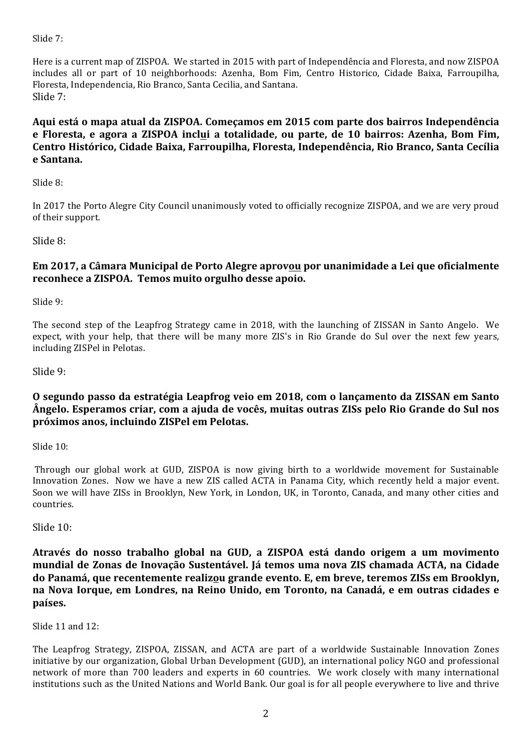Slide 7:

Here is a current map of ZISPOA. We started in 2015 with part of Independência and Floresta, and now ZISPOA includes all or part of 10 neighborhoods: Azenha, Bom Fim, Centro Historico, Cidade Baixa, Farroupilha, Floresta, Independencia, Rio Branco, Santa Cecilia, and Santana.

Slide 7:

**Aqui está o mapa atual da ZISPOA. Começamos em 2015 com parte dos bairros Independência e Floresta, e agora a ZISPOA inclui a totalidade, ou parte, de 10 bairros: Azenha, Bom Fim, Centro Histórico, Cidade Baixa, Farroupilha, Floresta, Independência, Rio Branco, Santa Cecília e Santana.**

Slide 8:

In 2017 the Porto Alegre City Council unanimously voted to officially recognize ZISPOA, and we are very proud of their support.

Slide 8:

**Em 2017, a Câmara Municipal de Porto Alegre aprovou por unanimidade a Lei que oficialmente reconhece a ZISPOA. Temos muito orgulho desse apoio.**

Slide 9:

The second step of the Leapfrog Strategy came in 2018, with the launching of ZISSAN in Santo Angelo. We expect, with your help, that there will be many more ZIS's in Rio Grande do Sul over the next few years, including ZISPel in Pelotas.

Slide 9:

**O segundo passo da estratégia Leapfrog veio em 2018, com o lançamento da ZISSAN em Santo Ângelo. Esperamos criar, com a ajuda de vocês, muitas outras ZISs pelo Rio Grande do Sul nos próximos anos, incluindo ZISPel em Pelotas.**

Slide 10:

Through our global work at GUD, ZISPOA is now giving birth to a worldwide movement for Sustainable Innovation Zones. Now we have a new ZIS called ACTA in Panama City, which recently held a major event. Soon we will have ZISs in Brooklyn, New York, in London, UK, in Toronto, Canada, and many other cities and countries.

Slide 10:

**Através do nosso trabalho global na GUD, a ZISPOA está dando origem a um movimento mundial de Zonas de Inovação Sustentável. Já temos uma nova ZIS chamada ACTA, na Cidade do Panamá, que recentemente realizou grande evento. E, em breve, teremos ZISs em Brooklyn, na Nova Iorque, em Londres, na Reino Unido, em Toronto, na Canadá, e em outras cidades e países.**

Slide 11 and 12:

The Leapfrog Strategy, ZISPOA, ZISSAN, and ACTA are part of a worldwide Sustainable Innovation Zones initiative by our organization, Global Urban Development (GUD), an international policy NGO and professional network of more than 700 leaders and experts in 60 countries. We work closely with many international institutions such as the United Nations and World Bank. Our goal is for all people everywhere to live and thrive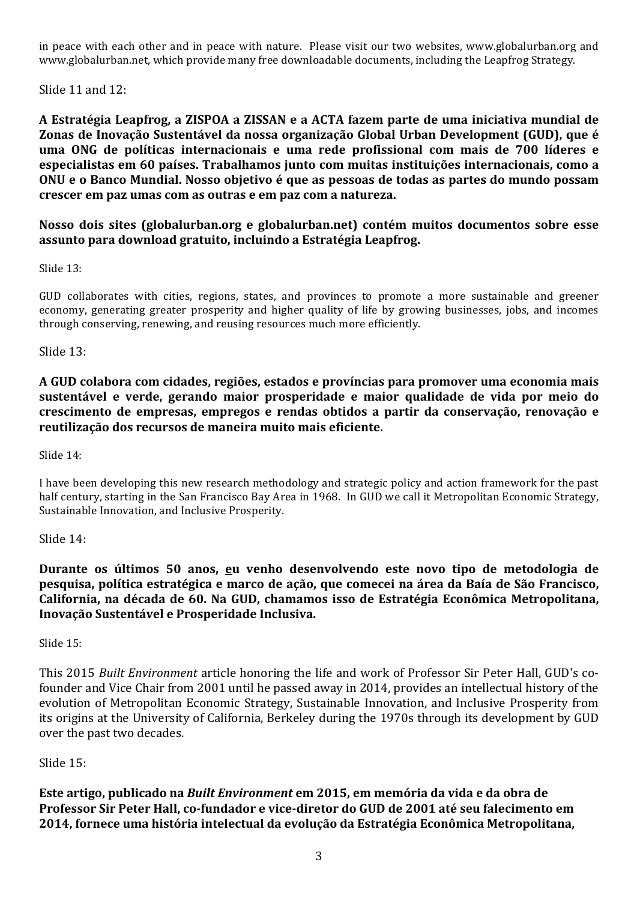in peace with each other and in peace with nature. Please visit our two websites, www.globalurban.org and www.globalurban.net, which provide many free downloadable documents, including the Leapfrog Strategy.

Slide 11 and 12:

**A Estratégia Leapfrog, a ZISPOA a ZISSAN e a ACTA fazem parte de uma iniciativa mundial de Zonas de Inovação Sustentável da nossa organização Global Urban Development (GUD), que é uma ONG de políticas internacionais e uma rede profissional com mais de 700 líderes e especialistas em 60 países. Trabalhamos junto com muitas instituições internacionais, como a ONU e o Banco Mundial. Nosso objetivo é que as pessoas de todas as partes do mundo possam crescer em paz umas com as outras e em paz com a natureza.**

**Nosso dois sites (globalurban.org e globalurban.net) contém muitos documentos sobre esse assunto para download gratuito, incluindo a Estratégia Leapfrog.**

Slide 13:

GUD collaborates with cities, regions, states, and provinces to promote a more sustainable and greener economy, generating greater prosperity and higher quality of life by growing businesses, jobs, and incomes through conserving, renewing, and reusing resources much more efficiently.

Slide 13:

**A GUD colabora com cidades, regiões, estados e províncias para promover uma economia mais sustentável e verde, gerando maior prosperidade e maior qualidade de vida por meio do crescimento de empresas, empregos e rendas obtidos a partir da conservação, renovação e reutilização dos recursos de maneira muito mais eficiente.**

Slide 14:

I have been developing this new research methodology and strategic policy and action framework for the past half century, starting in the San Francisco Bay Area in 1968. In GUD we call it Metropolitan Economic Strategy, Sustainable Innovation, and Inclusive Prosperity.

Slide 14:

**Durante os últimos 50 anos, eu venho desenvolvendo este novo tipo de metodologia de pesquisa, política estratégica e marco de ação, que comecei na área da Baía de São Francisco, California, na década de 60. Na GUD, chamamos isso de Estratégia Econômica Metropolitana, Inovação Sustentável e Prosperidade Inclusiva.**

Slide 15:

This 2015 *Built Environment* article honoring the life and work of Professor Sir Peter Hall, GUD's co-founder and Vice Chair from 2001 until he passed away in 2014, provides an intellectual history of the evolution of Metropolitan Economic Strategy, Sustainable Innovation, and Inclusive Prosperity from its origins at the University of California, Berkeley during the 1970s through its development by GUD over the past two decades.

Slide 15:

**Este artigo, publicado na *Built Environment* em 2015, em memória da vida e da obra de Professor Sir Peter Hall, co-fundador e vice-diretor do GUD de 2001 até seu falecimento em 2014, fornece uma história intelectual da evolução da Estratégia Econômica Metropolitana,**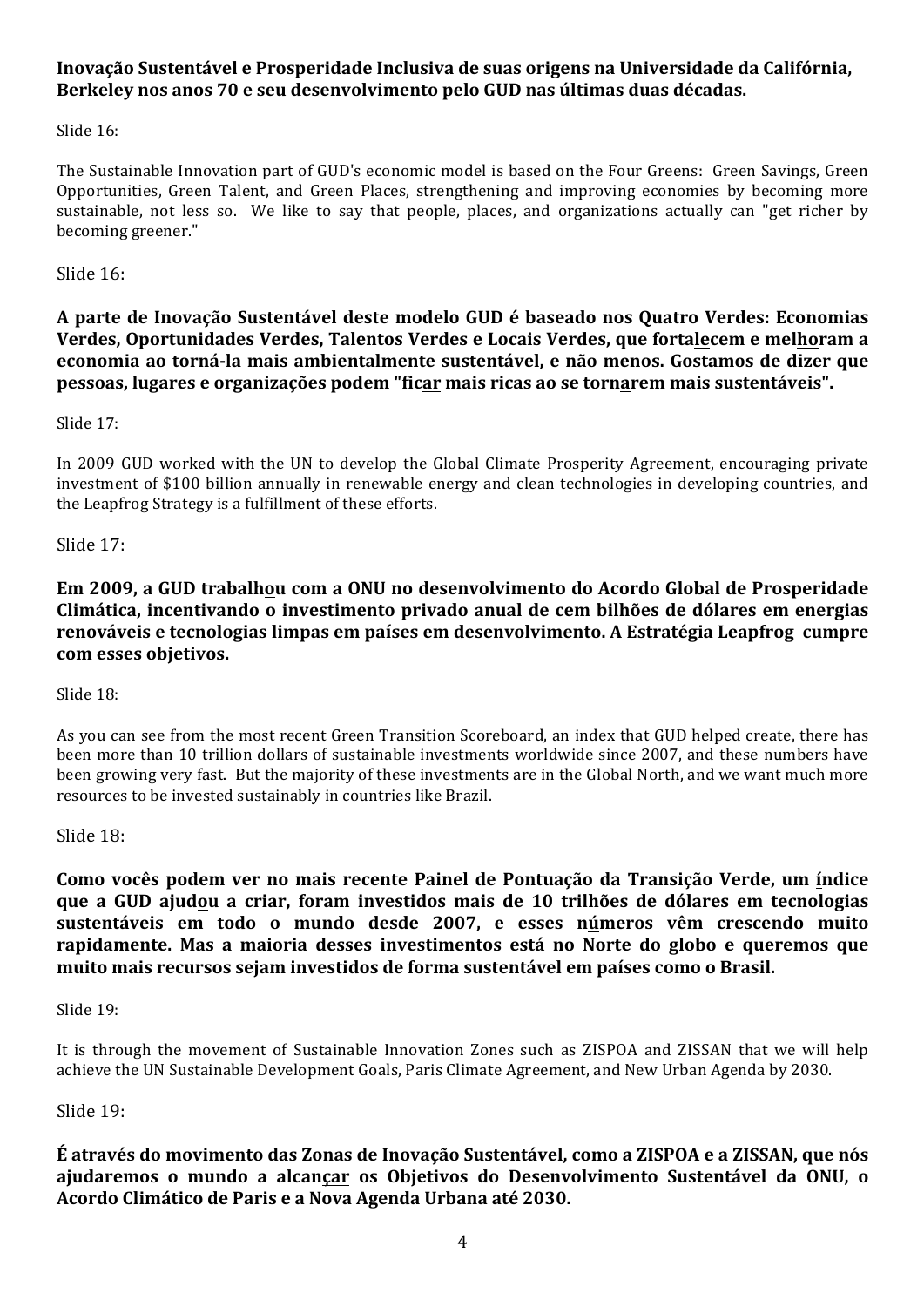**Inovação Sustentável e Prosperidade Inclusiva de suas origens na Universidade da Califórnia, Berkeley nos anos 70 e seu desenvolvimento pelo GUD nas últimas duas décadas.**

Slide 16:

The Sustainable Innovation part of GUD's economic model is based on the Four Greens: Green Savings, Green Opportunities, Green Talent, and Green Places, strengthening and improving economies by becoming more sustainable, not less so. We like to say that people, places, and organizations actually can "get richer by becoming greener."

Slide 16:

**A parte de Inovação Sustentável deste modelo GUD é baseado nos Quatro Verdes: Economias Verdes, Oportunidades Verdes, Talentos Verdes e Locais Verdes, que fortalecem e melhoram a economia ao torná-la mais ambientalmente sustentável, e não menos. Gostamos de dizer que pessoas, lugares e organizações podem "ficar mais ricas ao se tornarem mais sustentáveis".**

Slide 17:

In 2009 GUD worked with the UN to develop the Global Climate Prosperity Agreement, encouraging private investment of $100 billion annually in renewable energy and clean technologies in developing countries, and the Leapfrog Strategy is a fulfillment of these efforts.

Slide 17:

**Em 2009, a GUD trabalhou com a ONU no desenvolvimento do Acordo Global de Prosperidade Climática, incentivando o investimento privado anual de cem bilhões de dólares em energias renováveis e tecnologias limpas em países em desenvolvimento. A Estratégia Leapfrog cumpre com esses objetivos.**

Slide 18:

As you can see from the most recent Green Transition Scoreboard, an index that GUD helped create, there has been more than 10 trillion dollars of sustainable investments worldwide since 2007, and these numbers have been growing very fast. But the majority of these investments are in the Global North, and we want much more resources to be invested sustainably in countries like Brazil.

Slide 18:

**Como vocês podem ver no mais recente Painel de Pontuação da Transição Verde, um índice que a GUD ajudou a criar, foram investidos mais de 10 trilhões de dólares em tecnologias sustentáveis em todo o mundo desde 2007, e esses números vêm crescendo muito rapidamente. Mas a maioria desses investimentos está no Norte do globo e queremos que muito mais recursos sejam investidos de forma sustentável em países como o Brasil.**

Slide 19:

It is through the movement of Sustainable Innovation Zones such as ZISPOA and ZISSAN that we will help achieve the UN Sustainable Development Goals, Paris Climate Agreement, and New Urban Agenda by 2030.

Slide 19:

**É através do movimento das Zonas de Inovação Sustentável, como a ZISPOA e a ZISSAN, que nós ajudaremos o mundo a alcançar os Objetivos do Desenvolvimento Sustentável da ONU, o Acordo Climático de Paris e a Nova Agenda Urbana até 2030.**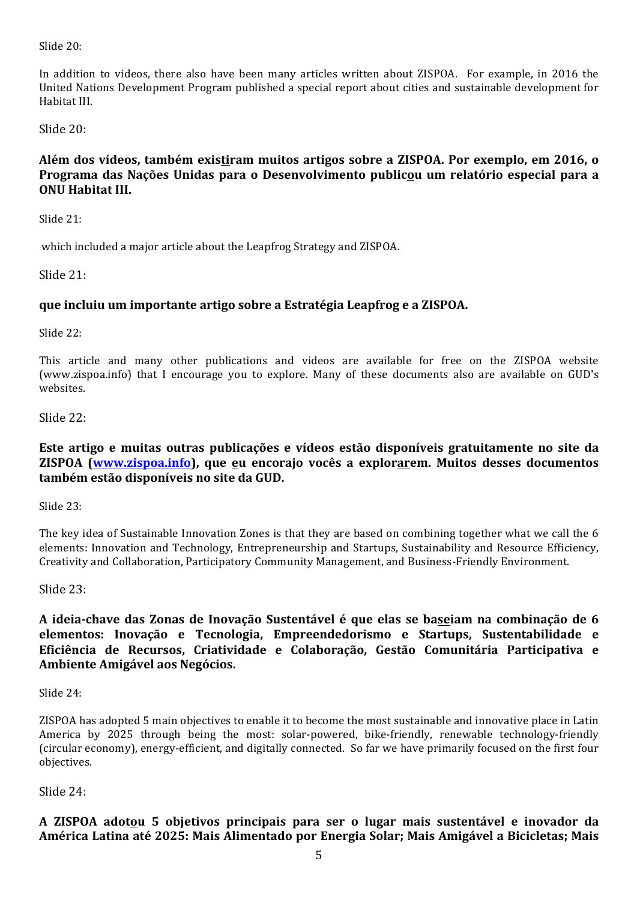Slide 20:

In addition to videos, there also have been many articles written about ZISPOA. For example, in 2016 the United Nations Development Program published a special report about cities and sustainable development for Habitat III.

Slide 20:

**Além dos vídeos, também exis<u>ti</u>ram muitos artigos sobre a ZISPOA. Por exemplo, em 2016, o Programa das Nações Unidas para o Desenvolvimento public<u>o</u>u um relatório especial para a ONU Habitat III.**

Slide 21:

which included a major article about the Leapfrog Strategy and ZISPOA.

Slide 21:

**que incluiu um importante artigo sobre a Estratégia Leapfrog e a ZISPOA.**

Slide 22:

This article and many other publications and videos are available for free on the ZISPOA website (www.zispoa.info) that I encourage you to explore. Many of these documents also are available on GUD's websites.

Slide 22:

**Este artigo e muitas outras publicações e vídeos estão disponíveis gratuitamente no site da ZISPOA ([www.zispoa.info](http://www.zispoa.info)), que <u>e</u>u encorajo vocês a explor<u>ar</u>em. Muitos desses documentos também estão disponíveis no site da GUD.**

Slide 23:

The key idea of Sustainable Innovation Zones is that they are based on combining together what we call the 6 elements: Innovation and Technology, Entrepreneurship and Startups, Sustainability and Resource Efficiency, Creativity and Collaboration, Participatory Community Management, and Business-Friendly Environment.

Slide 23:

**A ideia-chave das Zonas de Inovação Sustentável é que elas se ba<u>se</u>iam na combinação de 6 elementos: Inovação e Tecnologia, Empreendedorismo e Startups, Sustentabilidade e Eficiência de Recursos, Criatividade e Colaboração, Gestão Comunitária Participativa e Ambiente Amigável aos Negócios.**

Slide 24:

ZISPOA has adopted 5 main objectives to enable it to become the most sustainable and innovative place in Latin America by 2025 through being the most: solar-powered, bike-friendly, renewable technology-friendly (circular economy), energy-efficient, and digitally connected. So far we have primarily focused on the first four objectives.

Slide 24:

**A ZISPOA adot<u>o</u>u 5 objetivos principais para ser o lugar mais sustentável e inovador da América Latina até 2025: Mais Alimentado por Energia Solar; Mais Amigável a Bicicletas; Mais**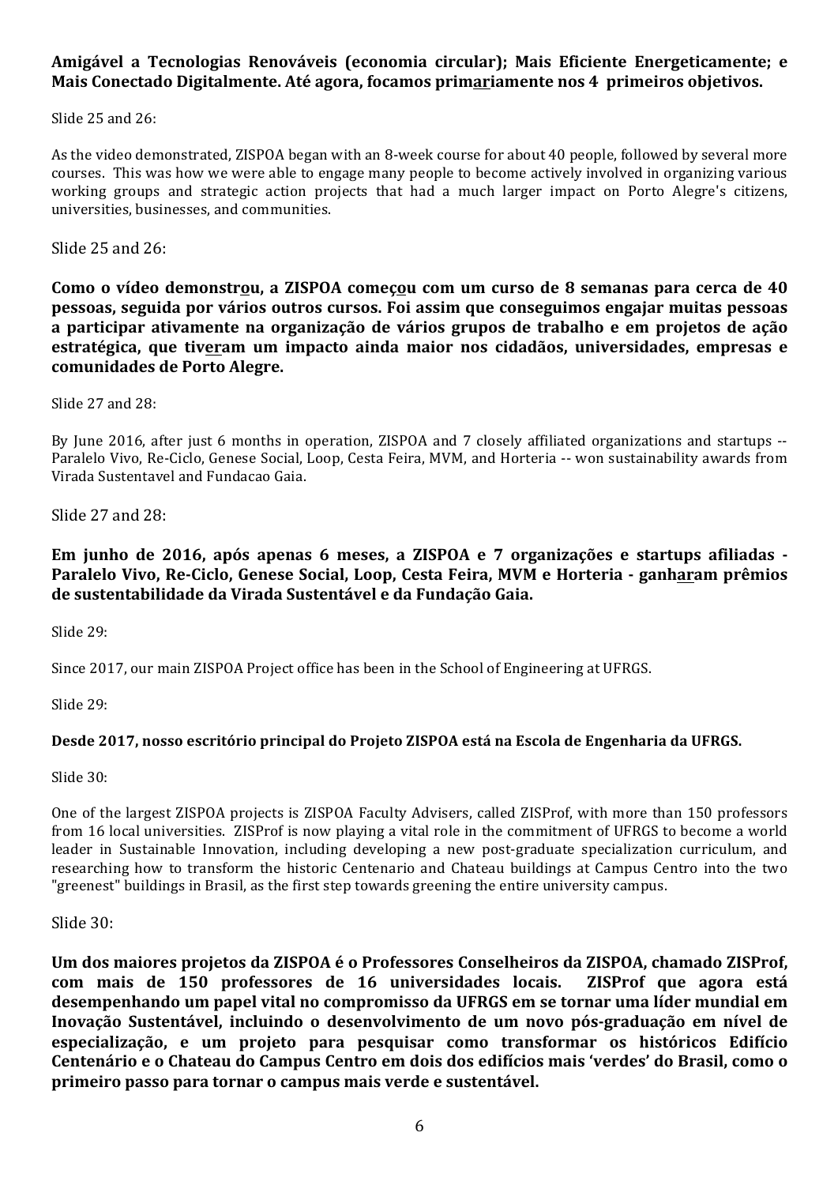**Amigável a Tecnologias Renováveis (economia circular); Mais Eficiente Energeticamente; e Mais Conectado Digitalmente. Até agora, focamos primariamente nos 4 primeiros objetivos.**

Slide 25 and 26:

As the video demonstrated, ZISPOA began with an 8-week course for about 40 people, followed by several more courses. This was how we were able to engage many people to become actively involved in organizing various working groups and strategic action projects that had a much larger impact on Porto Alegre's citizens, universities, businesses, and communities.

Slide 25 and 26:

**Como o vídeo demonstrou, a ZISPOA começou com um curso de 8 semanas para cerca de 40 pessoas, seguida por vários outros cursos. Foi assim que conseguimos engajar muitas pessoas a participar ativamente na organização de vários grupos de trabalho e em projetos de ação estratégica, que tiveram um impacto ainda maior nos cidadãos, universidades, empresas e comunidades de Porto Alegre.**

Slide 27 and 28:

By June 2016, after just 6 months in operation, ZISPOA and 7 closely affiliated organizations and startups -- Paralelo Vivo, Re-Ciclo, Genese Social, Loop, Cesta Feira, MVM, and Horteria -- won sustainability awards from Virada Sustentavel and Fundacao Gaia.

Slide 27 and 28:

**Em junho de 2016, após apenas 6 meses, a ZISPOA e 7 organizações e startups afiliadas - Paralelo Vivo, Re-Ciclo, Genese Social, Loop, Cesta Feira, MVM e Horteria - ganharam prêmios de sustentabilidade da Virada Sustentável e da Fundação Gaia.**

Slide 29:

Since 2017, our main ZISPOA Project office has been in the School of Engineering at UFRGS.

Slide 29:

**Desde 2017, nosso escritório principal do Projeto ZISPOA está na Escola de Engenharia da UFRGS.**

Slide 30:

One of the largest ZISPOA projects is ZISPOA Faculty Advisers, called ZISProf, with more than 150 professors from 16 local universities. ZISProf is now playing a vital role in the commitment of UFRGS to become a world leader in Sustainable Innovation, including developing a new post-graduate specialization curriculum, and researching how to transform the historic Centenario and Chateau buildings at Campus Centro into the two "greenest" buildings in Brasil, as the first step towards greening the entire university campus.

Slide 30:

**Um dos maiores projetos da ZISPOA é o Professores Conselheiros da ZISPOA, chamado ZISProf, com mais de 150 professores de 16 universidades locais. ZISProf que agora está desempenhando um papel vital no compromisso da UFRGS em se tornar uma líder mundial em Inovação Sustentável, incluindo o desenvolvimento de um novo pós-graduação em nível de especialização, e um projeto para pesquisar como transformar os históricos Edifício Centenário e o Chateau do Campus Centro em dois dos edifícios mais 'verdes' do Brasil, como o primeiro passo para tornar o campus mais verde e sustentável.**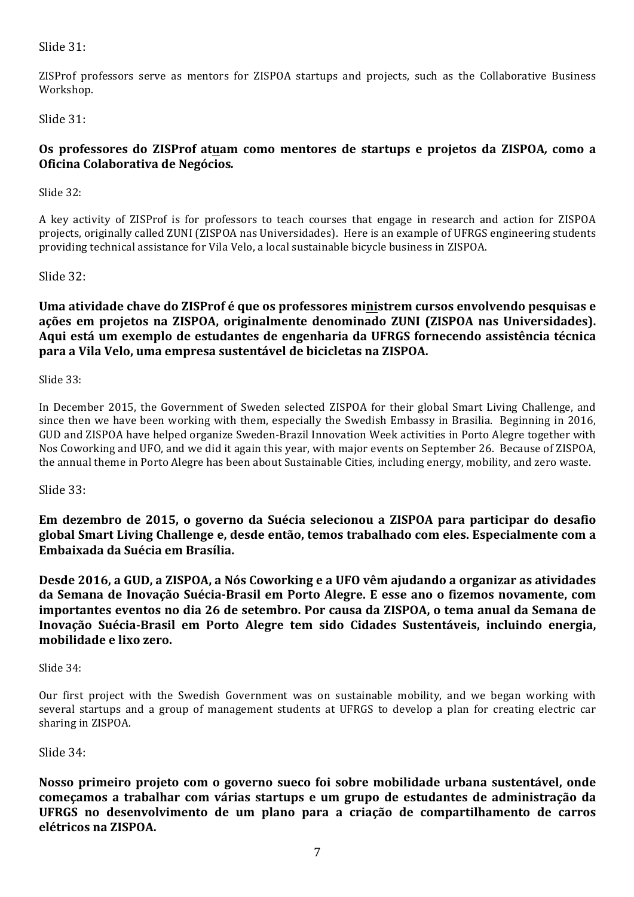Slide 31:

ZISProf professors serve as mentors for ZISPOA startups and projects, such as the Collaborative Business Workshop.

Slide 31:

**Os professores do ZISProf atuam como mentores de startups e projetos da ZISPOA*,* como a Oficina Colaborativa de Negócios*.***

Slide 32:

A key activity of ZISProf is for professors to teach courses that engage in research and action for ZISPOA projects, originally called ZUNI (ZISPOA nas Universidades). Here is an example of UFRGS engineering students providing technical assistance for Vila Velo, a local sustainable bicycle business in ZISPOA.

Slide 32:

**Uma atividade chave do ZISProf é que os professores ministrem cursos envolvendo pesquisas e ações em projetos na ZISPOA, originalmente denominado ZUNI (ZISPOA nas Universidades). Aqui está um exemplo de estudantes de engenharia da UFRGS fornecendo assistência técnica para a Vila Velo, uma empresa sustentável de bicicletas na ZISPOA.**

Slide 33:

In December 2015, the Government of Sweden selected ZISPOA for their global Smart Living Challenge, and since then we have been working with them, especially the Swedish Embassy in Brasilia. Beginning in 2016, GUD and ZISPOA have helped organize Sweden-Brazil Innovation Week activities in Porto Alegre together with Nos Coworking and UFO, and we did it again this year, with major events on September 26. Because of ZISPOA, the annual theme in Porto Alegre has been about Sustainable Cities, including energy, mobility, and zero waste.

Slide 33:

**Em dezembro de 2015, o governo da Suécia selecionou a ZISPOA para participar do desafio global Smart Living Challenge e, desde então, temos trabalhado com eles. Especialmente com a Embaixada da Suécia em Brasília.**

**Desde 2016, a GUD, a ZISPOA, a Nós Coworking e a UFO vêm ajudando a organizar as atividades da Semana de Inovação Suécia-Brasil em Porto Alegre. E esse ano o fizemos novamente, com importantes eventos no dia 26 de setembro. Por causa da ZISPOA, o tema anual da Semana de Inovação Suécia-Brasil em Porto Alegre tem sido Cidades Sustentáveis, incluindo energia, mobilidade e lixo zero.**

Slide 34:

Our first project with the Swedish Government was on sustainable mobility, and we began working with several startups and a group of management students at UFRGS to develop a plan for creating electric car sharing in ZISPOA.

Slide 34:

**Nosso primeiro projeto com o governo sueco foi sobre mobilidade urbana sustentável, onde começamos a trabalhar com várias startups e um grupo de estudantes de administração da UFRGS no desenvolvimento de um plano para a criação de compartilhamento de carros elétricos na ZISPOA.**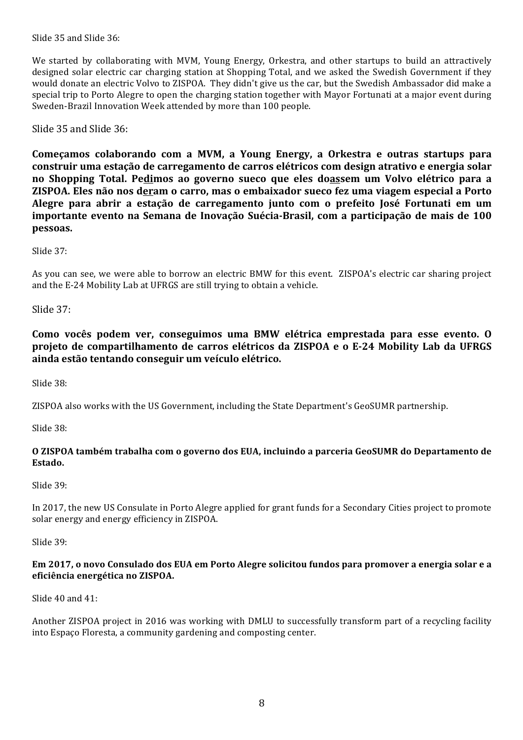Slide 35 and Slide 36:

We started by collaborating with MVM, Young Energy, Orkestra, and other startups to build an attractively designed solar electric car charging station at Shopping Total, and we asked the Swedish Government if they would donate an electric Volvo to ZISPOA. They didn't give us the car, but the Swedish Ambassador did make a special trip to Porto Alegre to open the charging station together with Mayor Fortunati at a major event during Sweden-Brazil Innovation Week attended by more than 100 people.

Slide 35 and Slide 36:

**Começamos colaborando com a MVM, a Young Energy, a Orkestra e outras startups para construir uma estação de carregamento de carros elétricos com design atrativo e energia solar no Shopping Total. Pedimos ao governo sueco que eles doassem um Volvo elétrico para a ZISPOA. Eles não nos deram o carro, mas o embaixador sueco fez uma viagem especial a Porto Alegre para abrir a estação de carregamento junto com o prefeito José Fortunati em um importante evento na Semana de Inovação Suécia-Brasil, com a participação de mais de 100 pessoas.**

Slide 37:

As you can see, we were able to borrow an electric BMW for this event. ZISPOA's electric car sharing project and the E-24 Mobility Lab at UFRGS are still trying to obtain a vehicle.

Slide 37:

**Como vocês podem ver, conseguimos uma BMW elétrica emprestada para esse evento. O projeto de compartilhamento de carros elétricos da ZISPOA e o E-24 Mobility Lab da UFRGS ainda estão tentando conseguir um veículo elétrico.**

Slide 38:

ZISPOA also works with the US Government, including the State Department's GeoSUMR partnership.

Slide 38:

**O ZISPOA também trabalha com o governo dos EUA, incluindo a parceria GeoSUMR do Departamento de Estado.**

Slide 39:

In 2017, the new US Consulate in Porto Alegre applied for grant funds for a Secondary Cities project to promote solar energy and energy efficiency in ZISPOA.

Slide 39:

**Em 2017, o novo Consulado dos EUA em Porto Alegre solicitou fundos para promover a energia solar e a eficiência energética no ZISPOA.**

Slide 40 and 41:

Another ZISPOA project in 2016 was working with DMLU to successfully transform part of a recycling facility into Espaço Floresta, a community gardening and composting center.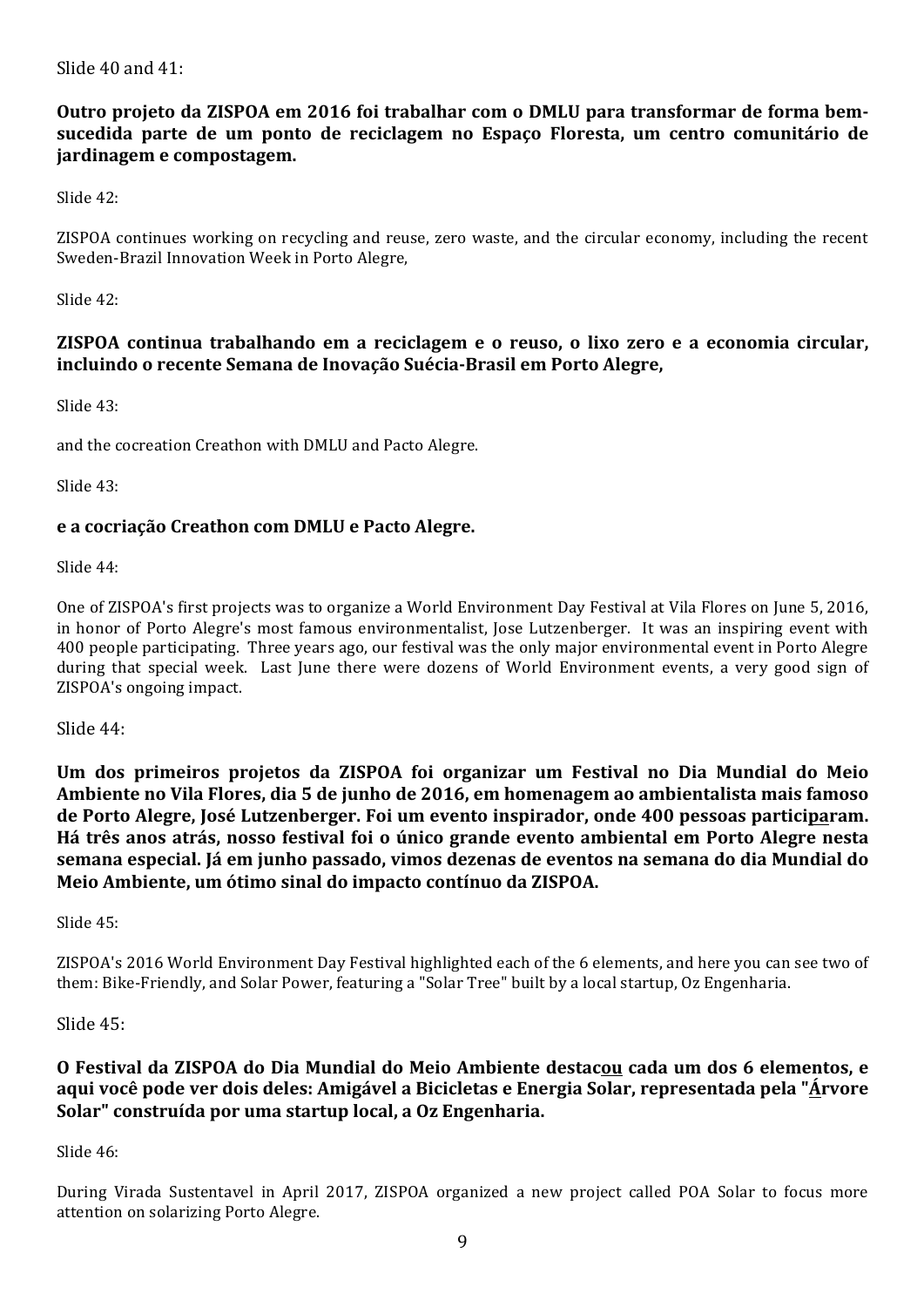Slide 40 and 41:

**Outro projeto da ZISPOA em 2016 foi trabalhar com o DMLU para transformar de forma bem-sucedida parte de um ponto de reciclagem no Espaço Floresta, um centro comunitário de jardinagem e compostagem.**

Slide 42:

ZISPOA continues working on recycling and reuse, zero waste, and the circular economy, including the recent Sweden-Brazil Innovation Week in Porto Alegre,

Slide 42:

**ZISPOA continua trabalhando em a reciclagem e o reuso, o lixo zero e a economia circular, incluindo o recente Semana de Inovação Suécia-Brasil em Porto Alegre,**

Slide 43:

and the cocreation Creathon with DMLU and Pacto Alegre.

Slide 43:

**e a cocriação Creathon com DMLU e Pacto Alegre.**

Slide 44:

One of ZISPOA's first projects was to organize a World Environment Day Festival at Vila Flores on June 5, 2016, in honor of Porto Alegre's most famous environmentalist, Jose Lutzenberger. It was an inspiring event with 400 people participating. Three years ago, our festival was the only major environmental event in Porto Alegre during that special week. Last June there were dozens of World Environment events, a very good sign of ZISPOA's ongoing impact.

Slide 44:

**Um dos primeiros projetos da ZISPOA foi organizar um Festival no Dia Mundial do Meio Ambiente no Vila Flores, dia 5 de junho de 2016, em homenagem ao ambientalista mais famoso de Porto Alegre, José Lutzenberger. Foi um evento inspirador, onde 400 pessoas participaram. Há três anos atrás, nosso festival foi o único grande evento ambiental em Porto Alegre nesta semana especial. Já em junho passado, vimos dezenas de eventos na semana do dia Mundial do Meio Ambiente, um ótimo sinal do impacto contínuo da ZISPOA.**

Slide 45:

ZISPOA's 2016 World Environment Day Festival highlighted each of the 6 elements, and here you can see two of them: Bike-Friendly, and Solar Power, featuring a "Solar Tree" built by a local startup, Oz Engenharia.

Slide 45:

**O Festival da ZISPOA do Dia Mundial do Meio Ambiente destacou cada um dos 6 elementos, e aqui você pode ver dois deles: Amigável a Bicicletas e Energia Solar, representada pela "Árvore Solar" construída por uma startup local, a Oz Engenharia.**

Slide 46:

During Virada Sustentavel in April 2017, ZISPOA organized a new project called POA Solar to focus more attention on solarizing Porto Alegre.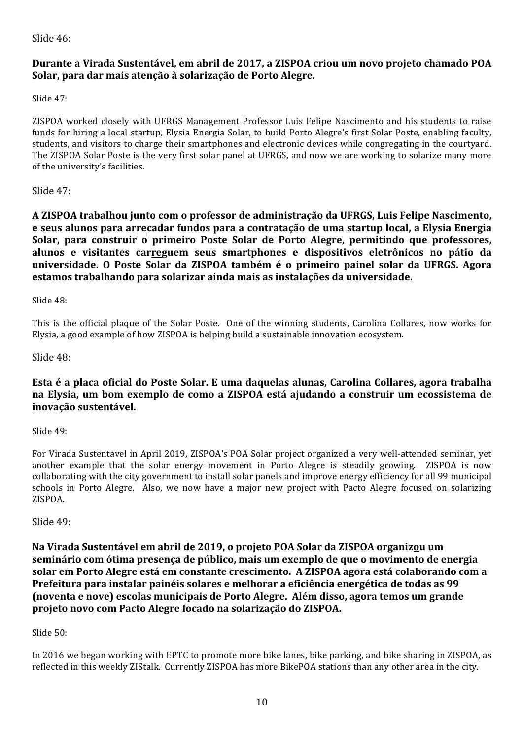Slide 46:

**Durante a Virada Sustentável, em abril de 2017, a ZISPOA criou um novo projeto chamado POA Solar, para dar mais atenção à solarização de Porto Alegre.**

Slide 47:

ZISPOA worked closely with UFRGS Management Professor Luis Felipe Nascimento and his students to raise funds for hiring a local startup, Elysia Energia Solar, to build Porto Alegre's first Solar Poste, enabling faculty, students, and visitors to charge their smartphones and electronic devices while congregating in the courtyard. The ZISPOA Solar Poste is the very first solar panel at UFRGS, and now we are working to solarize many more of the university's facilities.

Slide 47:

**A ZISPOA trabalhou junto com o professor de administração da UFRGS, Luis Felipe Nascimento, e seus alunos para arrecadar fundos para a contratação de uma startup local, a Elysia Energia Solar, para construir o primeiro Poste Solar de Porto Alegre, permitindo que professores, alunos e visitantes carreguem seus smartphones e dispositivos eletrônicos no pátio da universidade. O Poste Solar da ZISPOA também é o primeiro painel solar da UFRGS. Agora estamos trabalhando para solarizar ainda mais as instalações da universidade.**

Slide 48:

This is the official plaque of the Solar Poste. One of the winning students, Carolina Collares, now works for Elysia, a good example of how ZISPOA is helping build a sustainable innovation ecosystem.

Slide 48:

**Esta é a placa oficial do Poste Solar. E uma daquelas alunas, Carolina Collares, agora trabalha na Elysia, um bom exemplo de como a ZISPOA está ajudando a construir um ecossistema de inovação sustentável.**

Slide 49:

For Virada Sustentavel in April 2019, ZISPOA's POA Solar project organized a very well-attended seminar, yet another example that the solar energy movement in Porto Alegre is steadily growing. ZISPOA is now collaborating with the city government to install solar panels and improve energy efficiency for all 99 municipal schools in Porto Alegre. Also, we now have a major new project with Pacto Alegre focused on solarizing ZISPOA.

Slide 49:

**Na Virada Sustentável em abril de 2019, o projeto POA Solar da ZISPOA organizou um seminário com ótima presença de público, mais um exemplo de que o movimento de energia solar em Porto Alegre está em constante crescimento. A ZISPOA agora está colaborando com a Prefeitura para instalar painéis solares e melhorar a eficiência energética de todas as 99 (noventa e nove) escolas municipais de Porto Alegre. Além disso, agora temos um grande projeto novo com Pacto Alegre focado na solarização do ZISPOA.**

Slide 50:

In 2016 we began working with EPTC to promote more bike lanes, bike parking, and bike sharing in ZISPOA, as reflected in this weekly ZIStalk. Currently ZISPOA has more BikePOA stations than any other area in the city.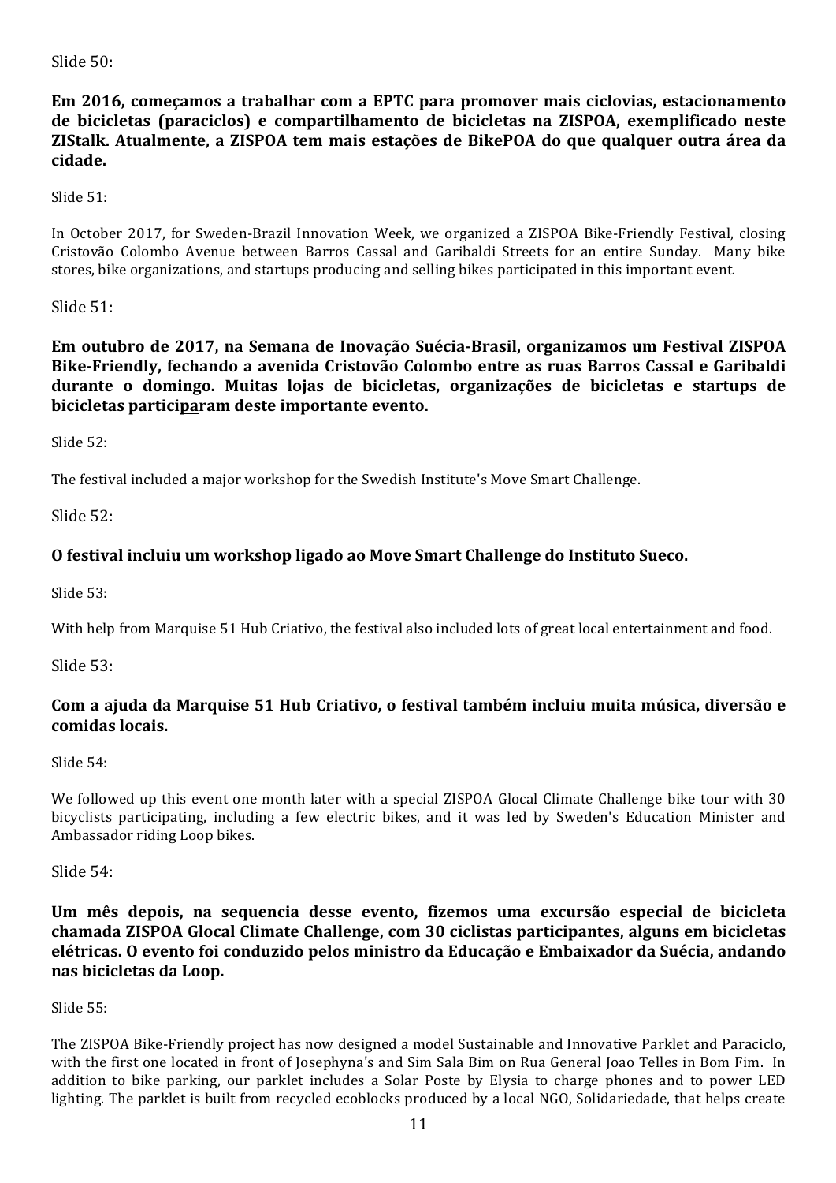Slide 50:

**Em 2016, começamos a trabalhar com a EPTC para promover mais ciclovias, estacionamento de bicicletas (paraciclos) e compartilhamento de bicicletas na ZISPOA, exemplificado neste ZIStalk. Atualmente, a ZISPOA tem mais estações de BikePOA do que qualquer outra área da cidade.**

Slide 51:

In October 2017, for Sweden-Brazil Innovation Week, we organized a ZISPOA Bike-Friendly Festival, closing Cristovão Colombo Avenue between Barros Cassal and Garibaldi Streets for an entire Sunday. Many bike stores, bike organizations, and startups producing and selling bikes participated in this important event.

Slide 51:

**Em outubro de 2017, na Semana de Inovação Suécia-Brasil, organizamos um Festival ZISPOA Bike-Friendly, fechando a avenida Cristovão Colombo entre as ruas Barros Cassal e Garibaldi durante o domingo. Muitas lojas de bicicletas, organizações de bicicletas e startups de bicicletas participaram deste importante evento.**

Slide 52:

The festival included a major workshop for the Swedish Institute's Move Smart Challenge.

Slide 52:

**O festival incluiu um workshop ligado ao Move Smart Challenge do Instituto Sueco.**

Slide 53:

With help from Marquise 51 Hub Criativo, the festival also included lots of great local entertainment and food.

Slide 53:

**Com a ajuda da Marquise 51 Hub Criativo, o festival também incluiu muita música, diversão e comidas locais.**

Slide 54:

We followed up this event one month later with a special ZISPOA Glocal Climate Challenge bike tour with 30 bicyclists participating, including a few electric bikes, and it was led by Sweden's Education Minister and Ambassador riding Loop bikes.

Slide 54:

**Um mês depois, na sequencia desse evento, fizemos uma excursão especial de bicicleta chamada ZISPOA Glocal Climate Challenge, com 30 ciclistas participantes, alguns em bicicletas elétricas. O evento foi conduzido pelos ministro da Educação e Embaixador da Suécia, andando nas bicicletas da Loop.**

Slide 55:

The ZISPOA Bike-Friendly project has now designed a model Sustainable and Innovative Parklet and Paraciclo, with the first one located in front of Josephyna's and Sim Sala Bim on Rua General Joao Telles in Bom Fim. In addition to bike parking, our parklet includes a Solar Poste by Elysia to charge phones and to power LED lighting. The parklet is built from recycled ecoblocks produced by a local NGO, Solidariedade, that helps create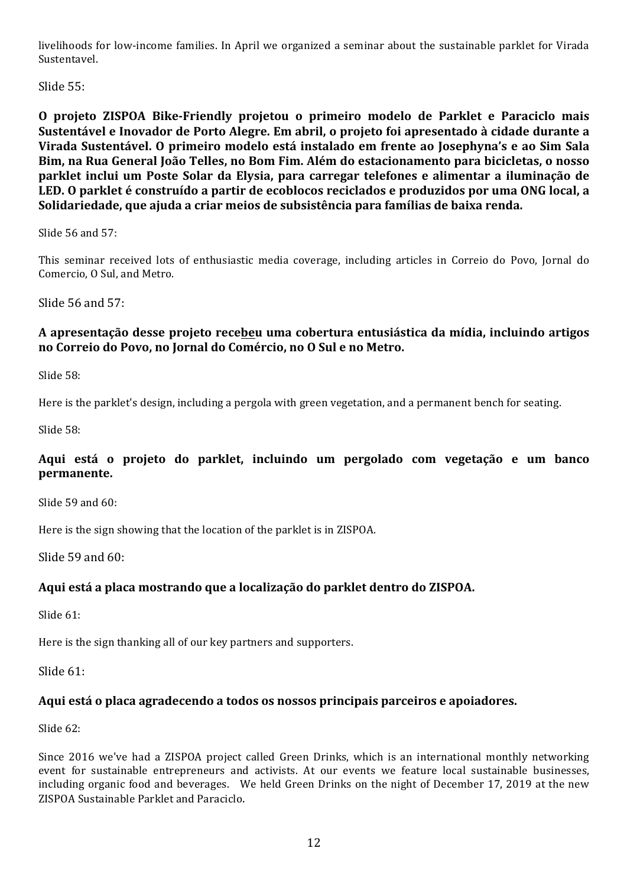livelihoods for low-income families. In April we organized a seminar about the sustainable parklet for Virada Sustentavel.

Slide 55:

**O projeto ZISPOA Bike-Friendly projetou o primeiro modelo de Parklet e Paraciclo mais Sustentável e Inovador de Porto Alegre. Em abril, o projeto foi apresentado à cidade durante a Virada Sustentável. O primeiro modelo está instalado em frente ao Josephyna's e ao Sim Sala Bim, na Rua General João Telles, no Bom Fim. Além do estacionamento para bicicletas, o nosso parklet inclui um Poste Solar da Elysia, para carregar telefones e alimentar a iluminação de LED. O parklet é construído a partir de ecoblocos reciclados e produzidos por uma ONG local, a Solidariedade, que ajuda a criar meios de subsistência para famílias de baixa renda.**

Slide 56 and 57:

This seminar received lots of enthusiastic media coverage, including articles in Correio do Povo, Jornal do Comercio, O Sul, and Metro.

Slide 56 and 57:

**A apresentação desse projeto recebeu uma cobertura entusiástica da mídia, incluindo artigos no Correio do Povo, no Jornal do Comércio, no O Sul e no Metro.**

Slide 58:

Here is the parklet's design, including a pergola with green vegetation, and a permanent bench for seating.

Slide 58:

**Aqui está o projeto do parklet, incluindo um pergolado com vegetação e um banco permanente.**

Slide 59 and 60:

Here is the sign showing that the location of the parklet is in ZISPOA.

Slide 59 and 60:

**Aqui está a placa mostrando que a localização do parklet dentro do ZISPOA.**

Slide 61:

Here is the sign thanking all of our key partners and supporters.

Slide 61:

**Aqui está o placa agradecendo a todos os nossos principais parceiros e apoiadores.**

Slide 62:

Since 2016 we've had a ZISPOA project called Green Drinks, which is an international monthly networking event for sustainable entrepreneurs and activists. At our events we feature local sustainable businesses, including organic food and beverages. We held Green Drinks on the night of December 17, 2019 at the new ZISPOA Sustainable Parklet and Paraciclo.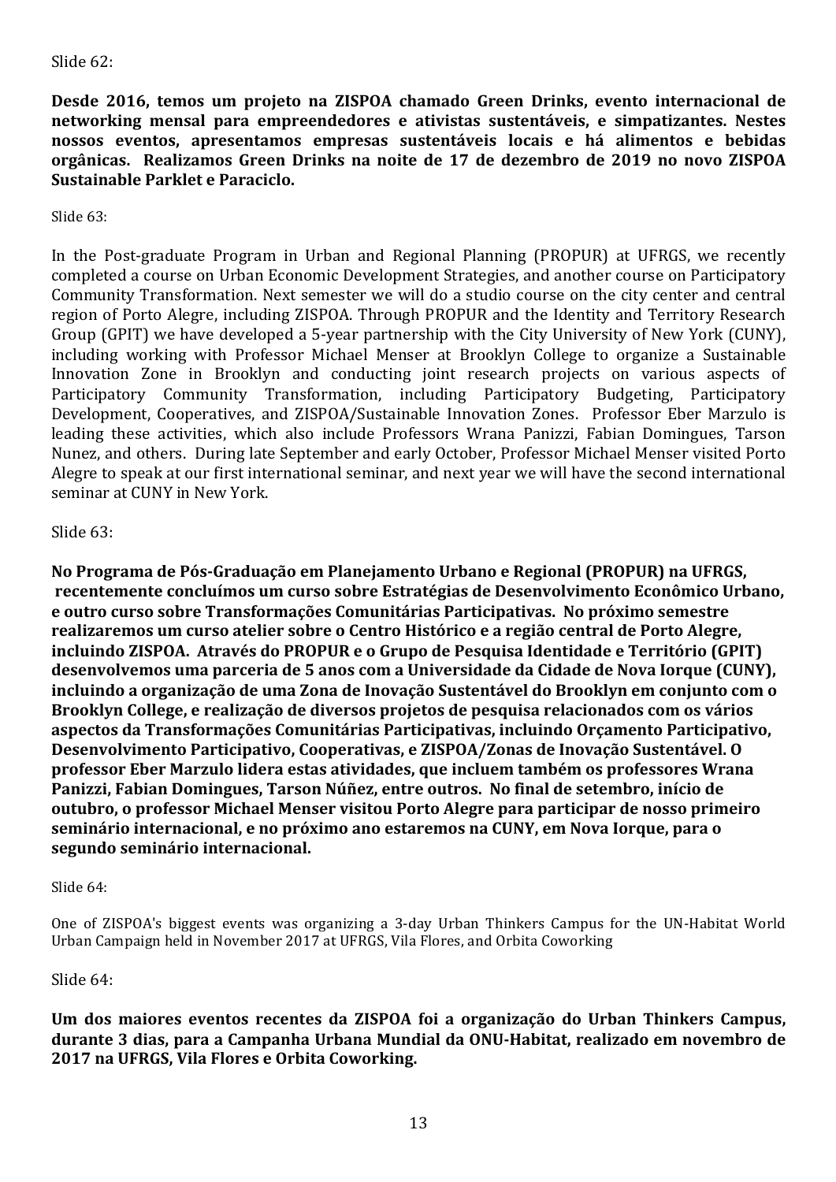Slide 62:

**Desde 2016, temos um projeto na ZISPOA chamado Green Drinks, evento internacional de networking mensal para empreendedores e ativistas sustentáveis, e simpatizantes. Nestes nossos eventos, apresentamos empresas sustentáveis locais e há alimentos e bebidas orgânicas. Realizamos Green Drinks na noite de 17 de dezembro de 2019 no novo ZISPOA Sustainable Parklet e Paraciclo.**

Slide 63:

In the Post-graduate Program in Urban and Regional Planning (PROPUR) at UFRGS, we recently completed a course on Urban Economic Development Strategies, and another course on Participatory Community Transformation. Next semester we will do a studio course on the city center and central region of Porto Alegre, including ZISPOA. Through PROPUR and the Identity and Territory Research Group (GPIT) we have developed a 5-year partnership with the City University of New York (CUNY), including working with Professor Michael Menser at Brooklyn College to organize a Sustainable Innovation Zone in Brooklyn and conducting joint research projects on various aspects of Participatory Community Transformation, including Participatory Budgeting, Participatory Development, Cooperatives, and ZISPOA/Sustainable Innovation Zones. Professor Eber Marzulo is leading these activities, which also include Professors Wrana Panizzi, Fabian Domingues, Tarson Nunez, and others. During late September and early October, Professor Michael Menser visited Porto Alegre to speak at our first international seminar, and next year we will have the second international seminar at CUNY in New York.

Slide 63:

**No Programa de Pós-Graduação em Planejamento Urbano e Regional (PROPUR) na UFRGS, recentemente concluímos um curso sobre Estratégias de Desenvolvimento Econômico Urbano, e outro curso sobre Transformações Comunitárias Participativas. No próximo semestre realizaremos um curso atelier sobre o Centro Histórico e a região central de Porto Alegre, incluindo ZISPOA. Através do PROPUR e o Grupo de Pesquisa Identidade e Território (GPIT) desenvolvemos uma parceria de 5 anos com a Universidade da Cidade de Nova Iorque (CUNY), incluindo a organização de uma Zona de Inovação Sustentável do Brooklyn em conjunto com o Brooklyn College, e realização de diversos projetos de pesquisa relacionados com os vários aspectos da Transformações Comunitárias Participativas, incluindo Orçamento Participativo, Desenvolvimento Participativo, Cooperativas, e ZISPOA/Zonas de Inovação Sustentável. O professor Eber Marzulo lidera estas atividades, que incluem também os professores Wrana Panizzi, Fabian Domingues, Tarson Núñez, entre outros. No final de setembro, início de outubro, o professor Michael Menser visitou Porto Alegre para participar de nosso primeiro seminário internacional, e no próximo ano estaremos na CUNY, em Nova Iorque, para o segundo seminário internacional.**

Slide 64:

One of ZISPOA's biggest events was organizing a 3-day Urban Thinkers Campus for the UN-Habitat World Urban Campaign held in November 2017 at UFRGS, Vila Flores, and Orbita Coworking

Slide 64:

**Um dos maiores eventos recentes da ZISPOA foi a organização do Urban Thinkers Campus, durante 3 dias, para a Campanha Urbana Mundial da ONU-Habitat, realizado em novembro de 2017 na UFRGS, Vila Flores e Orbita Coworking.**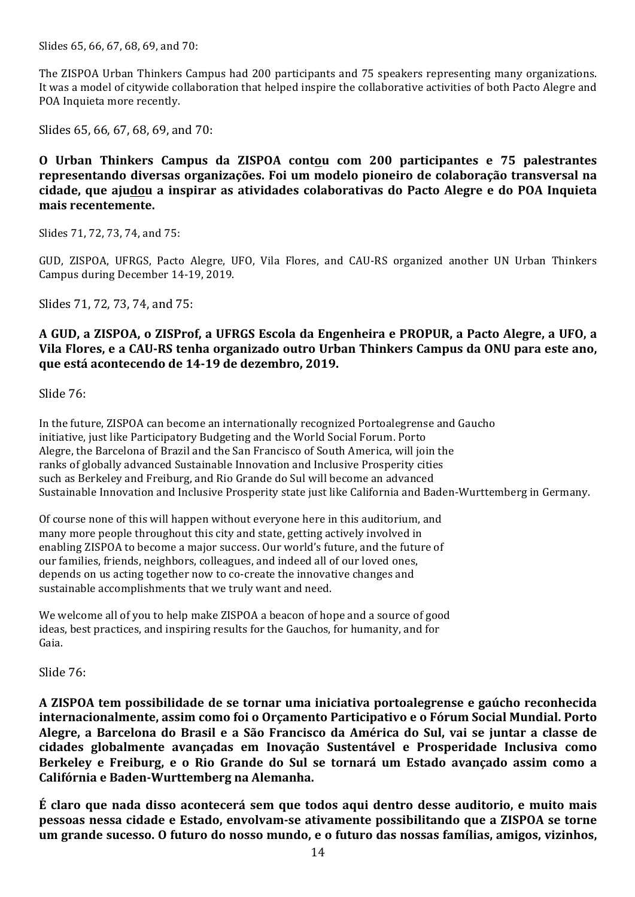Slides 65, 66, 67, 68, 69, and 70:

The ZISPOA Urban Thinkers Campus had 200 participants and 75 speakers representing many organizations. It was a model of citywide collaboration that helped inspire the collaborative activities of both Pacto Alegre and POA Inquieta more recently.

Slides 65, 66, 67, 68, 69, and 70:

**O Urban Thinkers Campus da ZISPOA contou com 200 participantes e 75 palestrantes representando diversas organizações. Foi um modelo pioneiro de colaboração transversal na cidade, que ajudou a inspirar as atividades colaborativas do Pacto Alegre e do POA Inquieta mais recentemente.**

Slides 71, 72, 73, 74, and 75:

GUD, ZISPOA, UFRGS, Pacto Alegre, UFO, Vila Flores, and CAU-RS organized another UN Urban Thinkers Campus during December 14-19, 2019.

Slides 71, 72, 73, 74, and 75:

**A GUD, a ZISPOA, o ZISProf, a UFRGS Escola da Engenheira e PROPUR, a Pacto Alegre, a UFO, a Vila Flores, e a CAU-RS tenha organizado outro Urban Thinkers Campus da ONU para este ano, que está acontecendo de 14-19 de dezembro, 2019.**

Slide 76:

In the future, ZISPOA can become an internationally recognized Portoalegrense and Gaucho initiative, just like Participatory Budgeting and the World Social Forum. Porto Alegre, the Barcelona of Brazil and the San Francisco of South America, will join the ranks of globally advanced Sustainable Innovation and Inclusive Prosperity cities such as Berkeley and Freiburg, and Rio Grande do Sul will become an advanced Sustainable Innovation and Inclusive Prosperity state just like California and Baden-Wurttemberg in Germany.

Of course none of this will happen without everyone here in this auditorium, and many more people throughout this city and state, getting actively involved in enabling ZISPOA to become a major success. Our world's future, and the future of our families, friends, neighbors, colleagues, and indeed all of our loved ones, depends on us acting together now to co-create the innovative changes and sustainable accomplishments that we truly want and need.

We welcome all of you to help make ZISPOA a beacon of hope and a source of good ideas, best practices, and inspiring results for the Gauchos, for humanity, and for Gaia.

Slide 76:

**A ZISPOA tem possibilidade de se tornar uma iniciativa portoalegrense e gaúcho reconhecida internacionalmente, assim como foi o Orçamento Participativo e o Fórum Social Mundial. Porto Alegre, a Barcelona do Brasil e a São Francisco da América do Sul, vai se juntar a classe de cidades globalmente avançadas em Inovação Sustentável e Prosperidade Inclusiva como Berkeley e Freiburg, e o Rio Grande do Sul se tornará um Estado avançado assim como a Califórnia e Baden-Wurttemberg na Alemanha.**

**É claro que nada disso acontecerá sem que todos aqui dentro desse auditorio, e muito mais pessoas nessa cidade e Estado, envolvam-se ativamente possibilitando que a ZISPOA se torne um grande sucesso. O futuro do nosso mundo, e o futuro das nossas famílias, amigos, vizinhos,**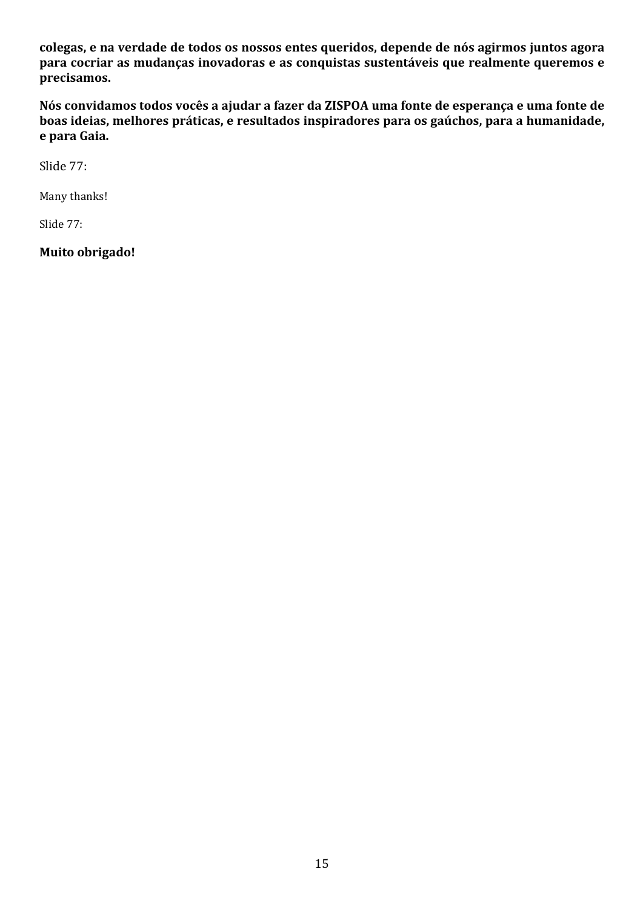**colegas, e na verdade de todos os nossos entes queridos, depende de nós agirmos juntos agora para cocriar as mudanças inovadoras e as conquistas sustentáveis que realmente queremos e precisamos.**

**Nós convidamos todos vocês a ajudar a fazer da ZISPOA uma fonte de esperança e uma fonte de boas ideias, melhores práticas, e resultados inspiradores para os gaúchos, para a humanidade, e para Gaia.**

Slide 77:

Many thanks!

Slide 77:

**Muito obrigado!**